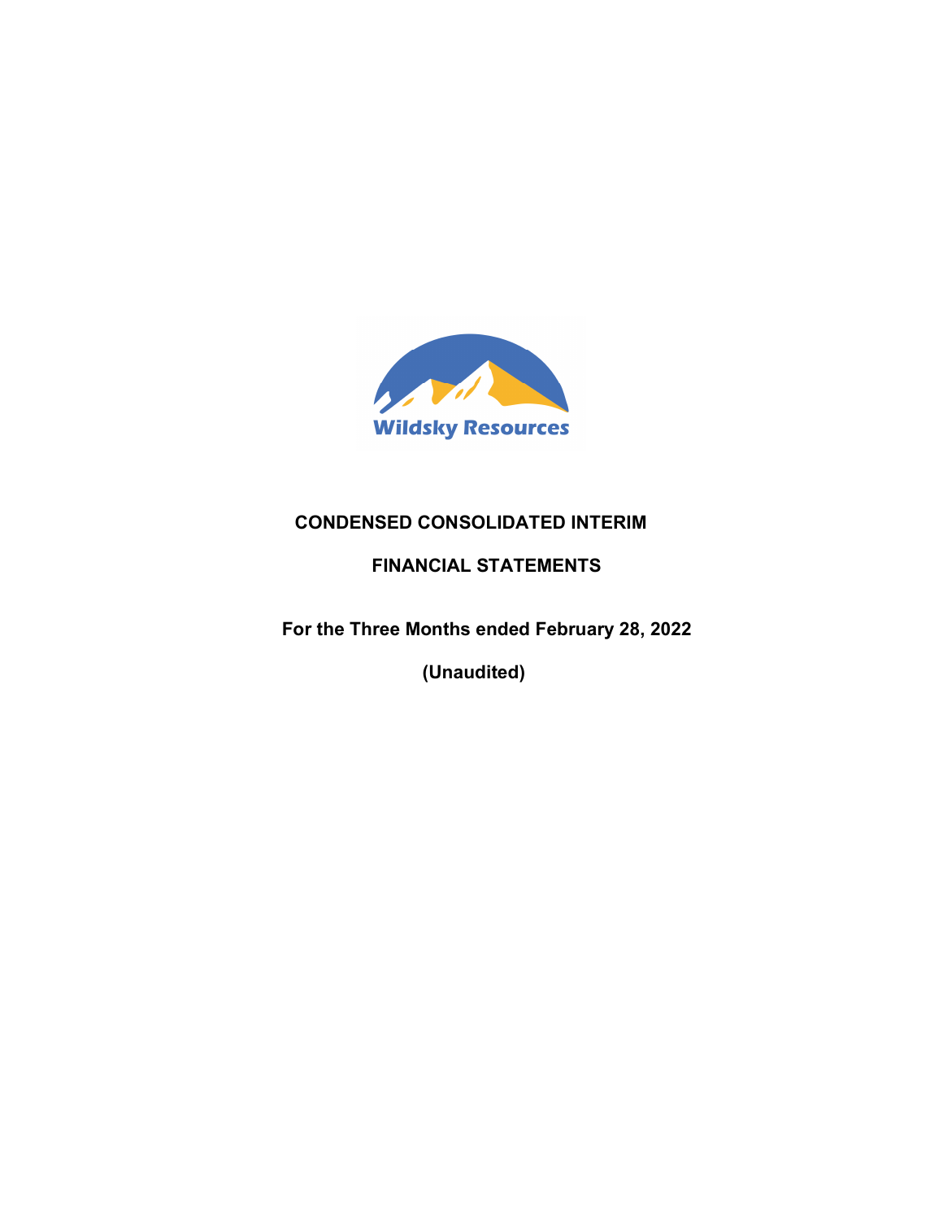Wildsky Resources

# CONDENSED CONSOLIDATED INTERIM

# FINANCIAL STATEMENTS

**For the Three Months ended February 28, 2022**

**(Unaudited)**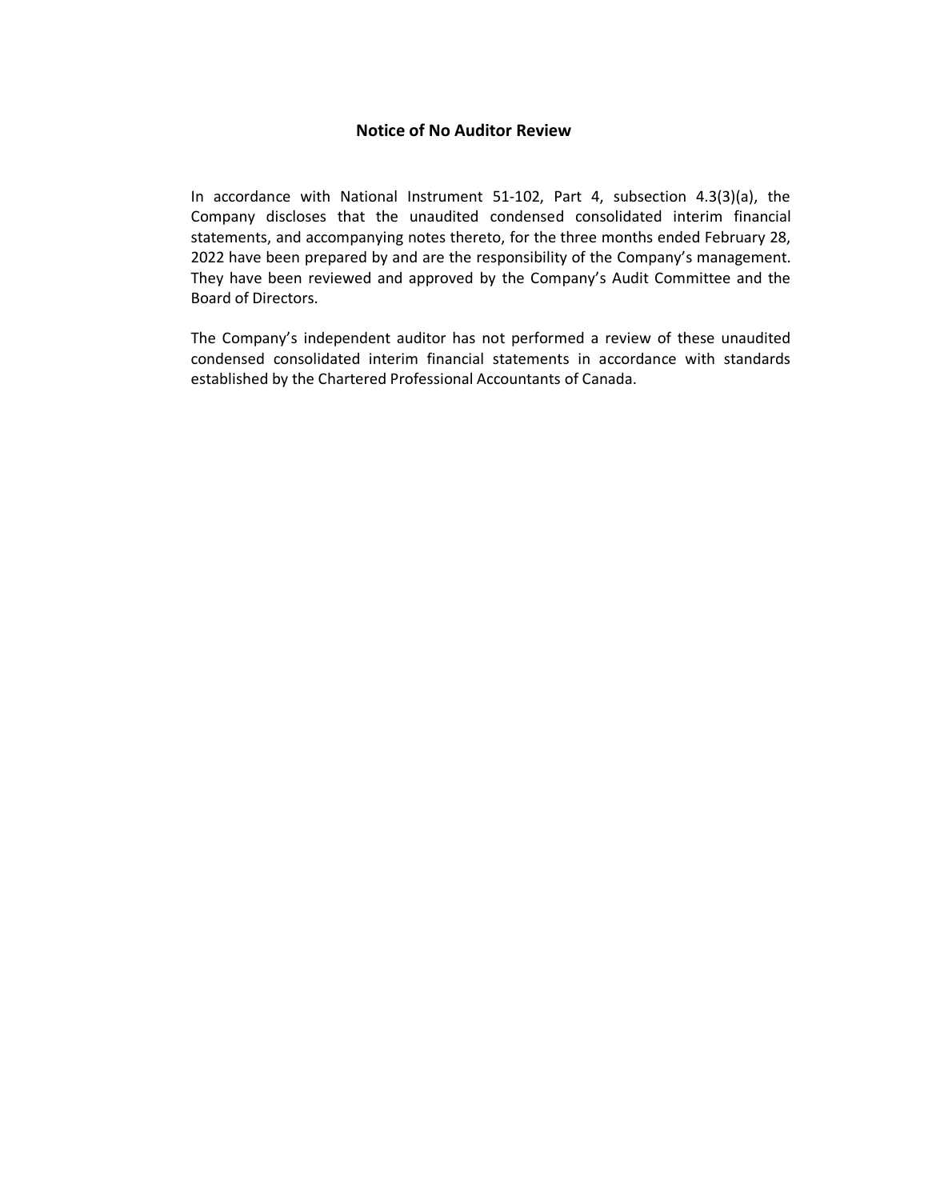## Notice of No Auditor Review

In accordance with National Instrument 51-102, Part 4, subsection 4.3(3)(a), the Company discloses that the unaudited condensed consolidated interim financial statements, and accompanying notes thereto, for the three months ended February 28, 2022 have been prepared by and are the responsibility of the Company's management. They have been reviewed and approved by the Company's Audit Committee and the Board of Directors.

The Company's independent auditor has not performed a review of these unaudited condensed consolidated interim financial statements in accordance with standards established by the Chartered Professional Accountants of Canada.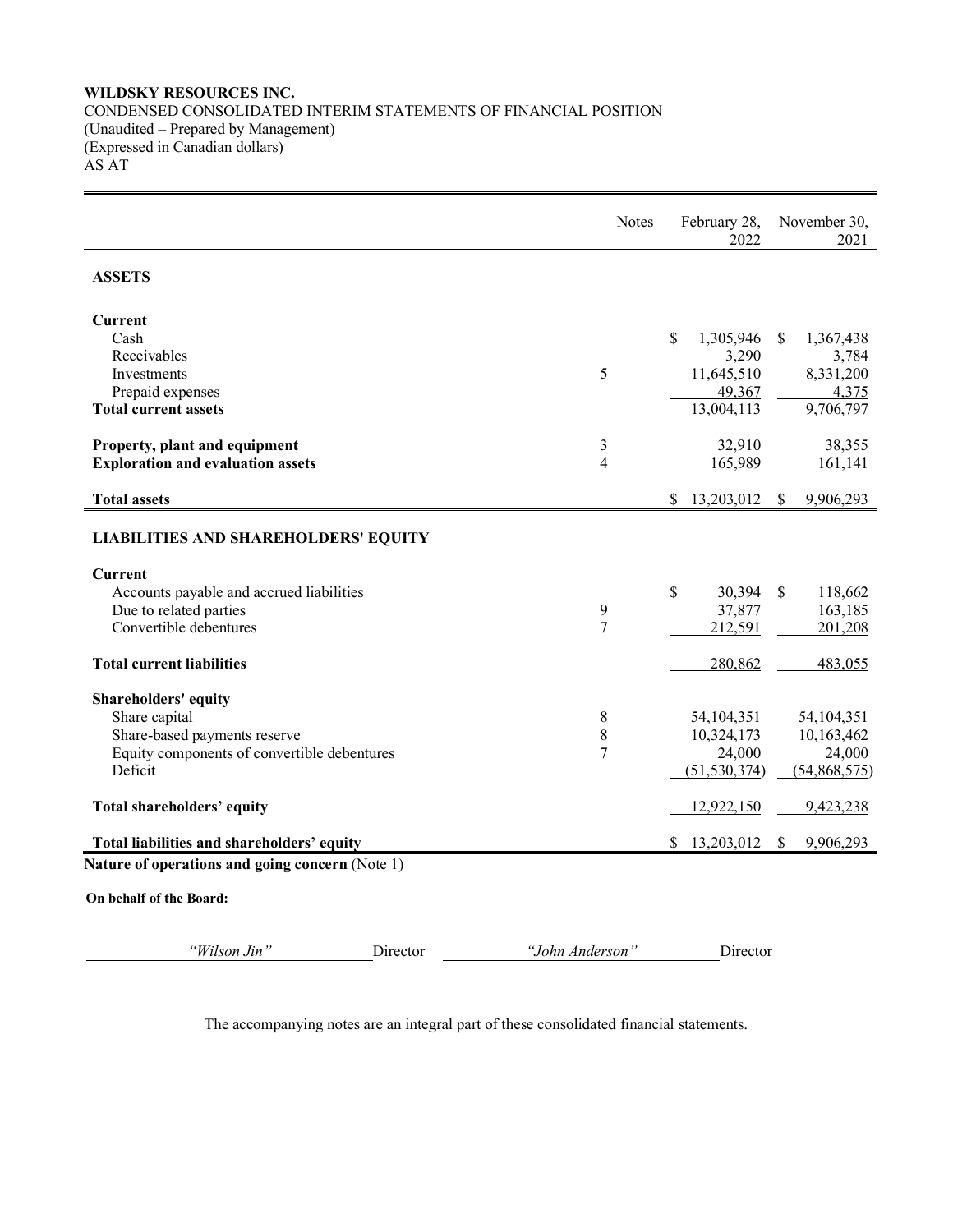**WILDSKY RESOURCES INC.**
CONDENSED CONSOLIDATED INTERIM STATEMENTS OF FINANCIAL POSITION
(Unaudited – Prepared by Management)
(Expressed in Canadian dollars)
AS AT

| | Notes | February 28, 2022 | November 30, 2021 |
|---|---|---|---|
| **ASSETS** | | | |
| **Current** | | | |
| Cash | | $ 1,305,946 | $ 1,367,438 |
| Receivables | | 3,290 | 3,784 |
| Investments | 5 | 11,645,510 | 8,331,200 |
| Prepaid expenses | | 49,367 | 4,375 |
| **Total current assets** | | 13,004,113 | 9,706,797 |
| **Property, plant and equipment** | 3 | 32,910 | 38,355 |
| **Exploration and evaluation assets** | 4 | 165,989 | 161,141 |
| **Total assets** | | $ 13,203,012 | $ 9,906,293 |
| **LIABILITIES AND SHAREHOLDERS' EQUITY** | | | |
| **Current** | | | |
| Accounts payable and accrued liabilities | | $ 30,394 | $ 118,662 |
| Due to related parties | 9 | 37,877 | 163,185 |
| Convertible debentures | 7 | 212,591 | 201,208 |
| **Total current liabilities** | | 280,862 | 483,055 |
| **Shareholders' equity** | | | |
| Share capital | 8 | 54,104,351 | 54,104,351 |
| Share-based payments reserve | 8 | 10,324,173 | 10,163,462 |
| Equity components of convertible debentures | 7 | 24,000 | 24,000 |
| Deficit | | (51,530,374) | (54,868,575) |
| **Total shareholders' equity** | | 12,922,150 | 9,423,238 |
| **Total liabilities and shareholders' equity** | | $ 13,203,012 | $ 9,906,293 |

**Nature of operations and going concern** (Note 1)

**On behalf of the Board:**

*"Wilson Jin"* Director *"John Anderson"* Director

The accompanying notes are an integral part of these consolidated financial statements.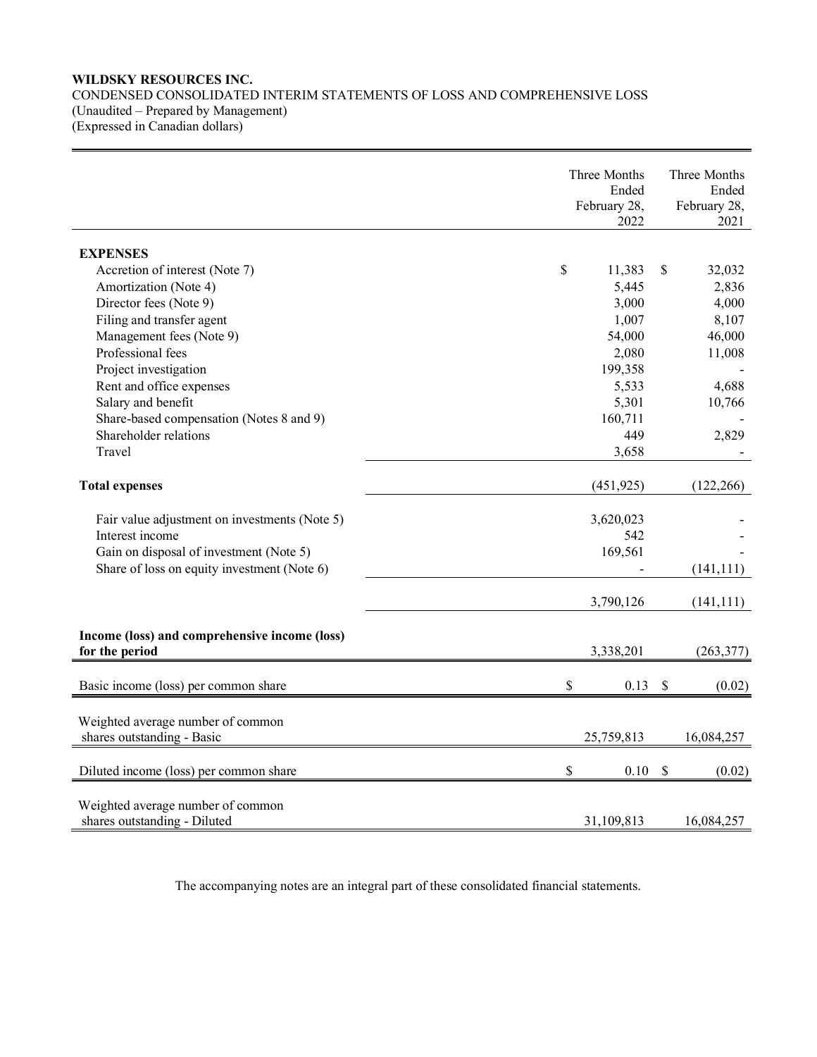**WILDSKY RESOURCES INC.**
CONDENSED CONSOLIDATED INTERIM STATEMENTS OF LOSS AND COMPREHENSIVE LOSS
(Unaudited – Prepared by Management)
(Expressed in Canadian dollars)

| | Three Months Ended February 28, 2022 | Three Months Ended February 28, 2021 |
|---|---|---|
| **EXPENSES** | | |
| Accretion of interest (Note 7) | $ 11,383 | $ 32,032 |
| Amortization (Note 4) | 5,445 | 2,836 |
| Director fees (Note 9) | 3,000 | 4,000 |
| Filing and transfer agent | 1,007 | 8,107 |
| Management fees (Note 9) | 54,000 | 46,000 |
| Professional fees | 2,080 | 11,008 |
| Project investigation | 199,358 | - |
| Rent and office expenses | 5,533 | 4,688 |
| Salary and benefit | 5,301 | 10,766 |
| Share-based compensation (Notes 8 and 9) | 160,711 | - |
| Shareholder relations | 449 | 2,829 |
| Travel | 3,658 | - |
| **Total expenses** | (451,925) | (122,266) |
| Fair value adjustment on investments (Note 5) | 3,620,023 | - |
| Interest income | 542 | - |
| Gain on disposal of investment (Note 5) | 169,561 | - |
| Share of loss on equity investment (Note 6) | - | (141,111) |
| | 3,790,126 | (141,111) |
| **Income (loss) and comprehensive income (loss) for the period** | 3,338,201 | (263,377) |
| Basic income (loss) per common share | $ 0.13 | $ (0.02) |
| Weighted average number of common shares outstanding - Basic | 25,759,813 | 16,084,257 |
| Diluted income (loss) per common share | $ 0.10 | $ (0.02) |
| Weighted average number of common shares outstanding - Diluted | 31,109,813 | 16,084,257 |

The accompanying notes are an integral part of these consolidated financial statements.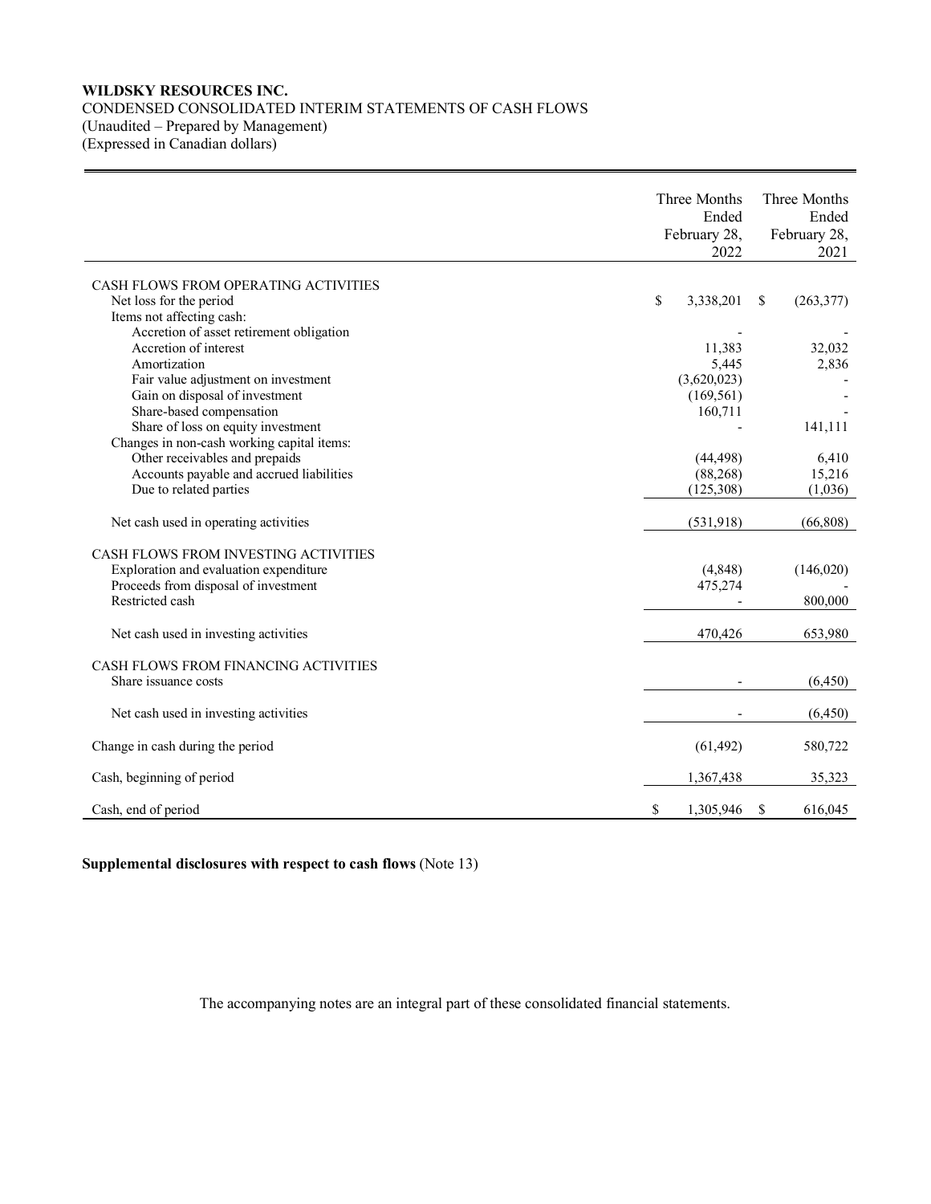**WILDSKY RESOURCES INC.**
CONDENSED CONSOLIDATED INTERIM STATEMENTS OF CASH FLOWS
(Unaudited – Prepared by Management)
(Expressed in Canadian dollars)

| | Three Months Ended February 28, 2022 | Three Months Ended February 28, 2021 |
|---|---|---|
| CASH FLOWS FROM OPERATING ACTIVITIES | | |
| Net loss for the period | $ 3,338,201 | $ (263,377) |
| Items not affecting cash: | | |
| Accretion of asset retirement obligation | - | - |
| Accretion of interest | 11,383 | 32,032 |
| Amortization | 5,445 | 2,836 |
| Fair value adjustment on investment | (3,620,023) | - |
| Gain on disposal of investment | (169,561) | - |
| Share-based compensation | 160,711 | - |
| Share of loss on equity investment | - | 141,111 |
| Changes in non-cash working capital items: | | |
| Other receivables and prepaids | (44,498) | 6,410 |
| Accounts payable and accrued liabilities | (88,268) | 15,216 |
| Due to related parties | (125,308) | (1,036) |
| Net cash used in operating activities | (531,918) | (66,808) |
| CASH FLOWS FROM INVESTING ACTIVITIES | | |
| Exploration and evaluation expenditure | (4,848) | (146,020) |
| Proceeds from disposal of investment | 475,274 | - |
| Restricted cash | - | 800,000 |
| Net cash used in investing activities | 470,426 | 653,980 |
| CASH FLOWS FROM FINANCING ACTIVITIES | | |
| Share issuance costs | - | (6,450) |
| Net cash used in investing activities | - | (6,450) |
| Change in cash during the period | (61,492) | 580,722 |
| Cash, beginning of period | 1,367,438 | 35,323 |
| Cash, end of period | $ 1,305,946 | $ 616,045 |

**Supplemental disclosures with respect to cash flows** (Note 13)

The accompanying notes are an integral part of these consolidated financial statements.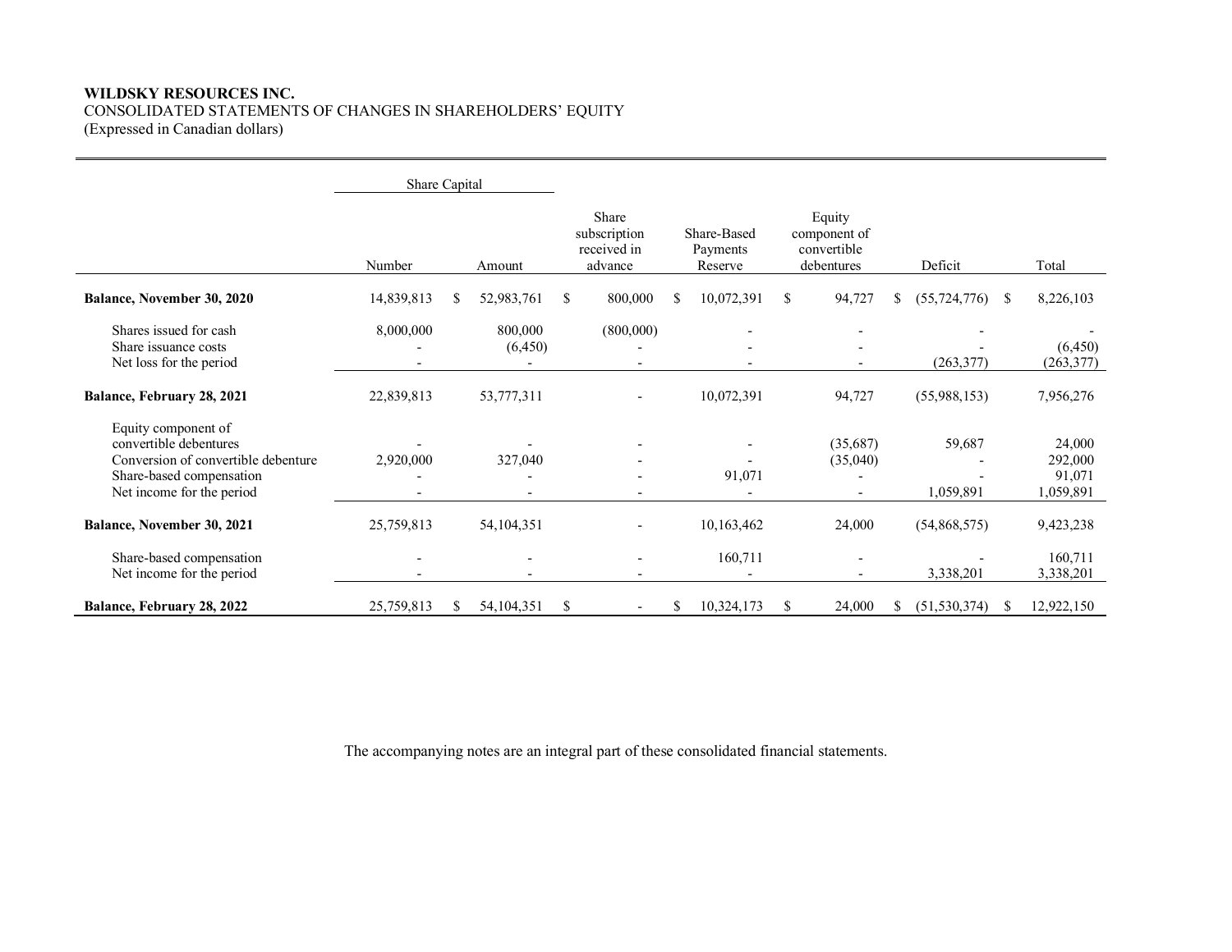**WILDSKY RESOURCES INC.**
CONSOLIDATED STATEMENTS OF CHANGES IN SHAREHOLDERS' EQUITY
(Expressed in Canadian dollars)

| | Share Capital | | | | | | |
|---|---|---|---|---|---|---|---|
| | Number | Amount | Share subscription received in advance | Share-Based Payments Reserve | Equity component of convertible debentures | Deficit | Total |
| **Balance, November 30, 2020** | 14,839,813 | $ 52,983,761 | $ 800,000 | $ 10,072,391 | $ 94,727 | $ (55,724,776) | $ 8,226,103 |
| Shares issued for cash | 8,000,000 | 800,000 | (800,000) | - | - | - | - |
| Share issuance costs | - | (6,450) | - | - | - | - | (6,450) |
| Net loss for the period | - | - | - | - | - | (263,377) | (263,377) |
| **Balance, February 28, 2021** | 22,839,813 | 53,777,311 | - | 10,072,391 | 94,727 | (55,988,153) | 7,956,276 |
| Equity component of convertible debentures | - | - | - | - | (35,687) | 59,687 | 24,000 |
| Conversion of convertible debenture | 2,920,000 | 327,040 | - | - | (35,040) | - | 292,000 |
| Share-based compensation | - | - | - | 91,071 | - | - | 91,071 |
| Net income for the period | - | - | - | - | - | 1,059,891 | 1,059,891 |
| **Balance, November 30, 2021** | 25,759,813 | 54,104,351 | - | 10,163,462 | 24,000 | (54,868,575) | 9,423,238 |
| Share-based compensation | - | - | - | 160,711 | - | - | 160,711 |
| Net income for the period | - | - | - | - | - | 3,338,201 | 3,338,201 |
| **Balance, February 28, 2022** | 25,759,813 | $ 54,104,351 | $ - | $ 10,324,173 | $ 24,000 | $ (51,530,374) | $ 12,922,150 |

The accompanying notes are an integral part of these consolidated financial statements.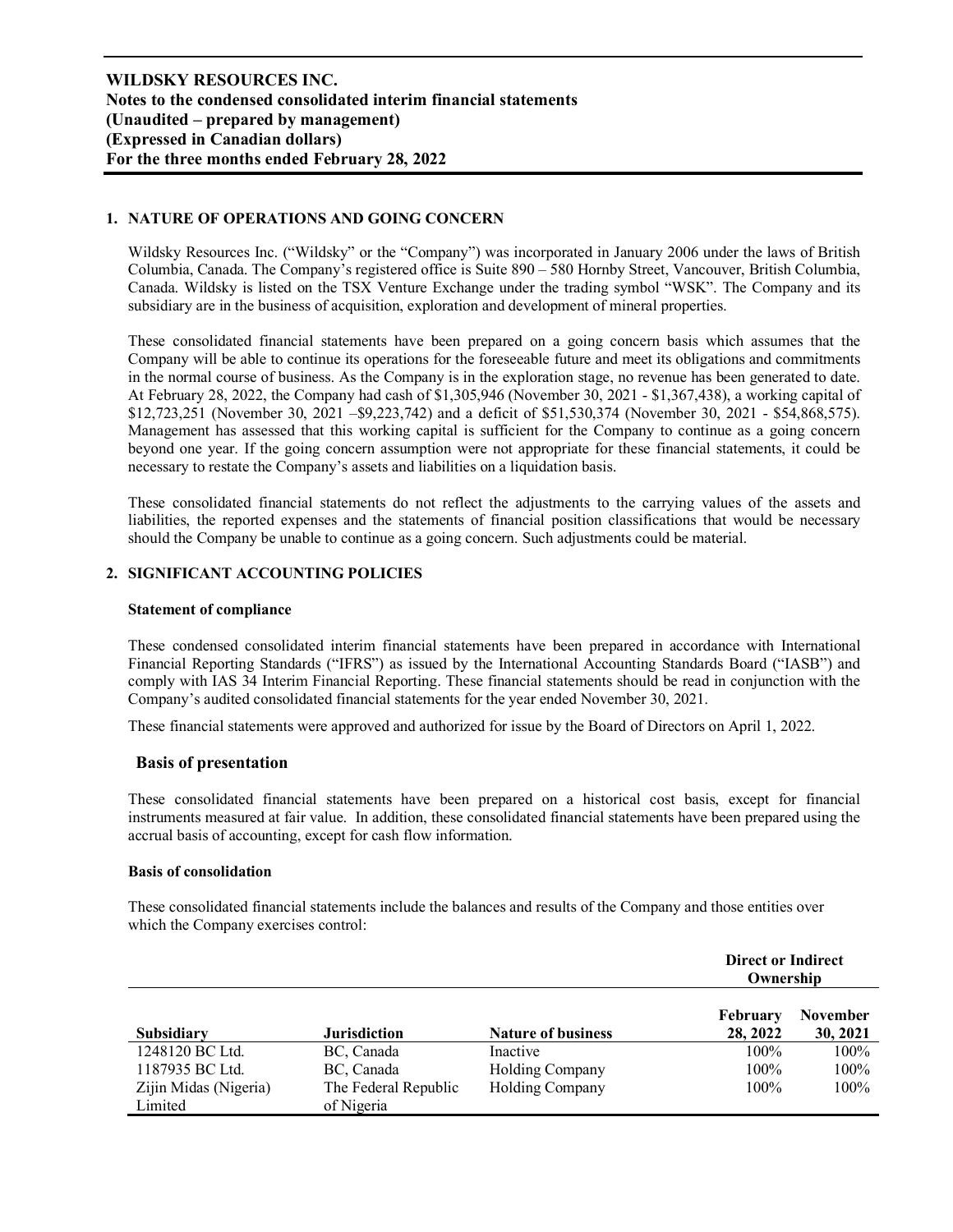## 1. NATURE OF OPERATIONS AND GOING CONCERN

Wildsky Resources Inc. ("Wildsky" or the "Company") was incorporated in January 2006 under the laws of British Columbia, Canada. The Company's registered office is Suite 890 – 580 Hornby Street, Vancouver, British Columbia, Canada. Wildsky is listed on the TSX Venture Exchange under the trading symbol "WSK". The Company and its subsidiary are in the business of acquisition, exploration and development of mineral properties.

These consolidated financial statements have been prepared on a going concern basis which assumes that the Company will be able to continue its operations for the foreseeable future and meet its obligations and commitments in the normal course of business. As the Company is in the exploration stage, no revenue has been generated to date. At February 28, 2022, the Company had cash of $1,305,946 (November 30, 2021 - $1,367,438), a working capital of $12,723,251 (November 30, 2021 –$9,223,742) and a deficit of $51,530,374 (November 30, 2021 - $54,868,575). Management has assessed that this working capital is sufficient for the Company to continue as a going concern beyond one year. If the going concern assumption were not appropriate for these financial statements, it could be necessary to restate the Company's assets and liabilities on a liquidation basis.

These consolidated financial statements do not reflect the adjustments to the carrying values of the assets and liabilities, the reported expenses and the statements of financial position classifications that would be necessary should the Company be unable to continue as a going concern. Such adjustments could be material.

## 2. SIGNIFICANT ACCOUNTING POLICIES

### Statement of compliance

These condensed consolidated interim financial statements have been prepared in accordance with International Financial Reporting Standards ("IFRS") as issued by the International Accounting Standards Board ("IASB") and comply with IAS 34 Interim Financial Reporting. These financial statements should be read in conjunction with the Company's audited consolidated financial statements for the year ended November 30, 2021.

These financial statements were approved and authorized for issue by the Board of Directors on April 1, 2022.

### Basis of presentation

These consolidated financial statements have been prepared on a historical cost basis, except for financial instruments measured at fair value. In addition, these consolidated financial statements have been prepared using the accrual basis of accounting, except for cash flow information.

### Basis of consolidation

These consolidated financial statements include the balances and results of the Company and those entities over which the Company exercises control:

| | | | Direct or Indirect Ownership | |
|---|---|---|---|---|
| **Subsidiary** | **Jurisdiction** | **Nature of business** | **February 28, 2022** | **November 30, 2021** |
| 1248120 BC Ltd. | BC, Canada | Inactive | 100% | 100% |
| 1187935 BC Ltd. | BC, Canada | Holding Company | 100% | 100% |
| Zijin Midas (Nigeria) Limited | The Federal Republic of Nigeria | Holding Company | 100% | 100% |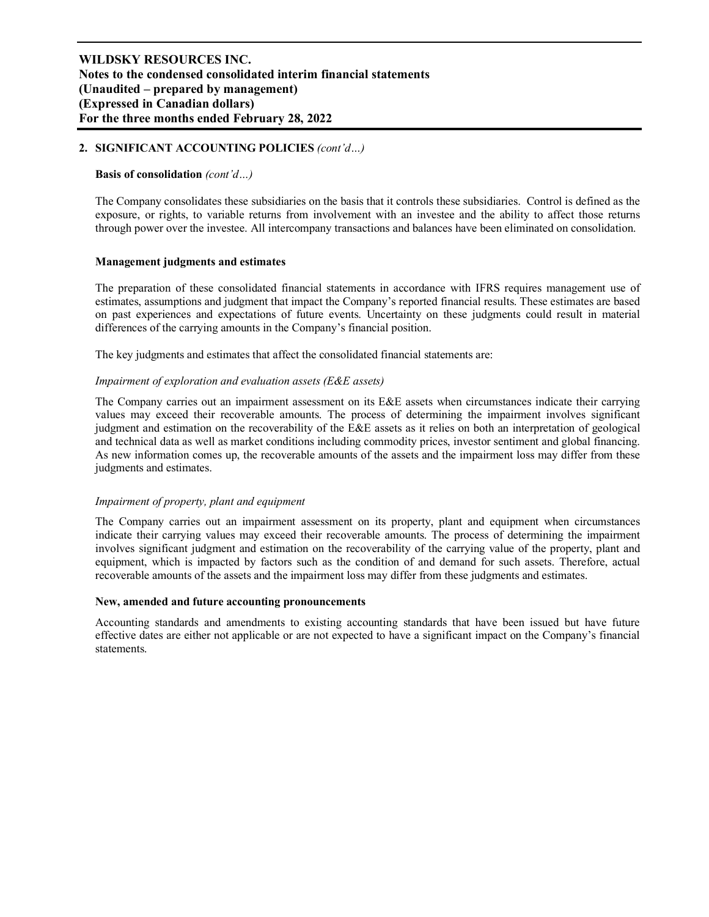## 2. SIGNIFICANT ACCOUNTING POLICIES *(cont'd…)*

### Basis of consolidation *(cont'd…)*

The Company consolidates these subsidiaries on the basis that it controls these subsidiaries. Control is defined as the exposure, or rights, to variable returns from involvement with an investee and the ability to affect those returns through power over the investee. All intercompany transactions and balances have been eliminated on consolidation.

### Management judgments and estimates

The preparation of these consolidated financial statements in accordance with IFRS requires management use of estimates, assumptions and judgment that impact the Company's reported financial results. These estimates are based on past experiences and expectations of future events. Uncertainty on these judgments could result in material differences of the carrying amounts in the Company's financial position.

The key judgments and estimates that affect the consolidated financial statements are:

*Impairment of exploration and evaluation assets (E&E assets)*

The Company carries out an impairment assessment on its E&E assets when circumstances indicate their carrying values may exceed their recoverable amounts. The process of determining the impairment involves significant judgment and estimation on the recoverability of the E&E assets as it relies on both an interpretation of geological and technical data as well as market conditions including commodity prices, investor sentiment and global financing. As new information comes up, the recoverable amounts of the assets and the impairment loss may differ from these judgments and estimates.

*Impairment of property, plant and equipment*

The Company carries out an impairment assessment on its property, plant and equipment when circumstances indicate their carrying values may exceed their recoverable amounts. The process of determining the impairment involves significant judgment and estimation on the recoverability of the carrying value of the property, plant and equipment, which is impacted by factors such as the condition of and demand for such assets. Therefore, actual recoverable amounts of the assets and the impairment loss may differ from these judgments and estimates.

### New, amended and future accounting pronouncements

Accounting standards and amendments to existing accounting standards that have been issued but have future effective dates are either not applicable or are not expected to have a significant impact on the Company's financial statements.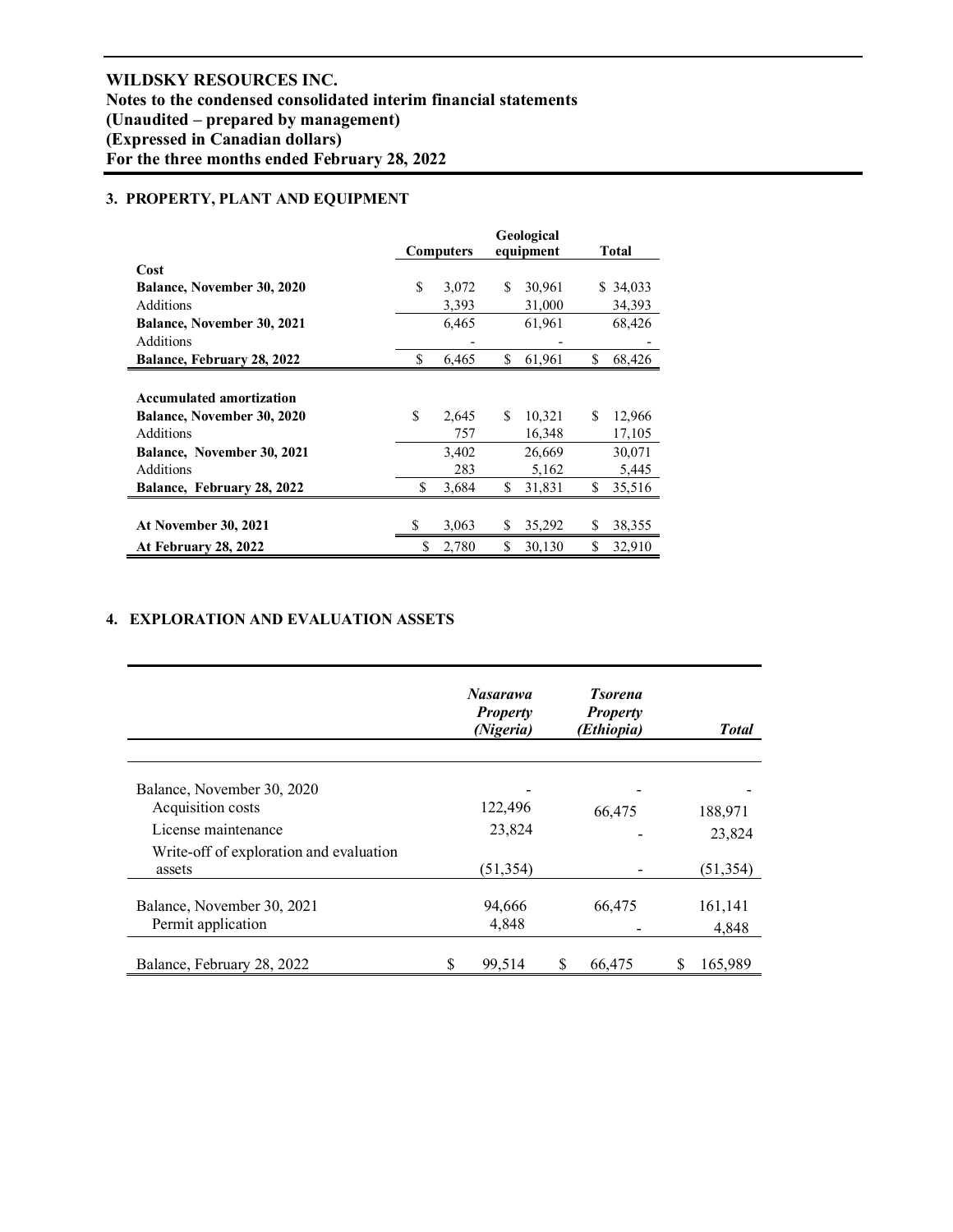# WILDSKY RESOURCES INC.
**Notes to the condensed consolidated interim financial statements**
**(Unaudited – prepared by management)**
**(Expressed in Canadian dollars)**
**For the three months ended February 28, 2022**

## 3. PROPERTY, PLANT AND EQUIPMENT

| | Computers | Geological equipment | Total |
|---|---|---|---|
| **Cost** | | | |
| **Balance, November 30, 2020** | $ 3,072 | $ 30,961 | $ 34,033 |
| Additions | 3,393 | 31,000 | 34,393 |
| **Balance, November 30, 2021** | 6,465 | 61,961 | 68,426 |
| Additions | - | - | - |
| **Balance, February 28, 2022** | $ 6,465 | $ 61,961 | $ 68,426 |
| | | | |
| **Accumulated amortization** | | | |
| **Balance, November 30, 2020** | $ 2,645 | $ 10,321 | $ 12,966 |
| Additions | 757 | 16,348 | 17,105 |
| **Balance, November 30, 2021** | 3,402 | 26,669 | 30,071 |
| Additions | 283 | 5,162 | 5,445 |
| **Balance, February 28, 2022** | $ 3,684 | $ 31,831 | $ 35,516 |
| | | | |
| **At November 30, 2021** | $ 3,063 | $ 35,292 | $ 38,355 |
| **At February 28, 2022** | $ 2,780 | $ 30,130 | $ 32,910 |

## 4. EXPLORATION AND EVALUATION ASSETS

| | ***Nasarawa Property (Nigeria)*** | ***Tsorena Property (Ethiopia)*** | ***Total*** |
|---|---|---|---|
| Balance, November 30, 2020 | - | - | - |
| Acquisition costs | 122,496 | 66,475 | 188,971 |
| License maintenance | 23,824 | - | 23,824 |
| Write-off of exploration and evaluation assets | (51,354) | - | (51,354) |
| Balance, November 30, 2021 | 94,666 | 66,475 | 161,141 |
| Permit application | 4,848 | - | 4,848 |
| Balance, February 28, 2022 | $ 99,514 | $ 66,475 | $ 165,989 |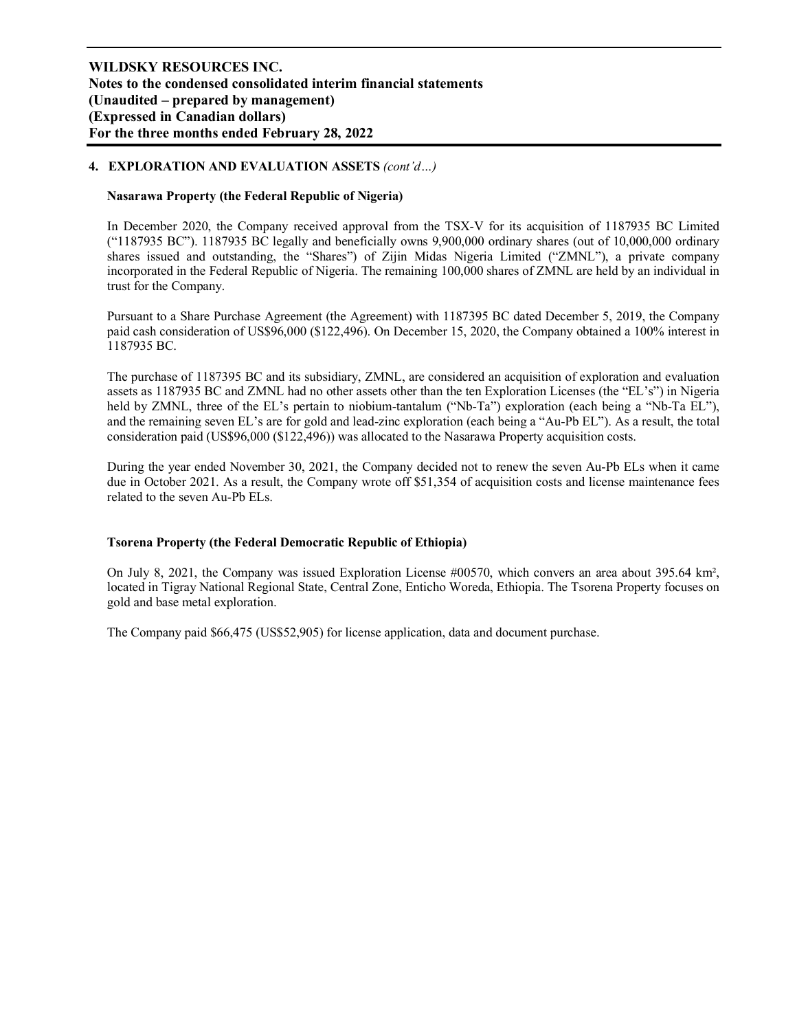## 4. EXPLORATION AND EVALUATION ASSETS *(cont'd…)*

### Nasarawa Property (the Federal Republic of Nigeria)

In December 2020, the Company received approval from the TSX-V for its acquisition of 1187935 BC Limited ("1187935 BC"). 1187935 BC legally and beneficially owns 9,900,000 ordinary shares (out of 10,000,000 ordinary shares issued and outstanding, the "Shares") of Zijin Midas Nigeria Limited ("ZMNL"), a private company incorporated in the Federal Republic of Nigeria. The remaining 100,000 shares of ZMNL are held by an individual in trust for the Company.

Pursuant to a Share Purchase Agreement (the Agreement) with 1187395 BC dated December 5, 2019, the Company paid cash consideration of US$96,000 ($122,496). On December 15, 2020, the Company obtained a 100% interest in 1187935 BC.

The purchase of 1187395 BC and its subsidiary, ZMNL, are considered an acquisition of exploration and evaluation assets as 1187935 BC and ZMNL had no other assets other than the ten Exploration Licenses (the "EL's") in Nigeria held by ZMNL, three of the EL's pertain to niobium-tantalum ("Nb-Ta") exploration (each being a "Nb-Ta EL"), and the remaining seven EL's are for gold and lead-zinc exploration (each being a "Au-Pb EL"). As a result, the total consideration paid (US$96,000 ($122,496)) was allocated to the Nasarawa Property acquisition costs.

During the year ended November 30, 2021, the Company decided not to renew the seven Au-Pb ELs when it came due in October 2021. As a result, the Company wrote off $51,354 of acquisition costs and license maintenance fees related to the seven Au-Pb ELs.

### Tsorena Property (the Federal Democratic Republic of Ethiopia)

On July 8, 2021, the Company was issued Exploration License #00570, which convers an area about 395.64 km², located in Tigray National Regional State, Central Zone, Enticho Woreda, Ethiopia. The Tsorena Property focuses on gold and base metal exploration.

The Company paid $66,475 (US$52,905) for license application, data and document purchase.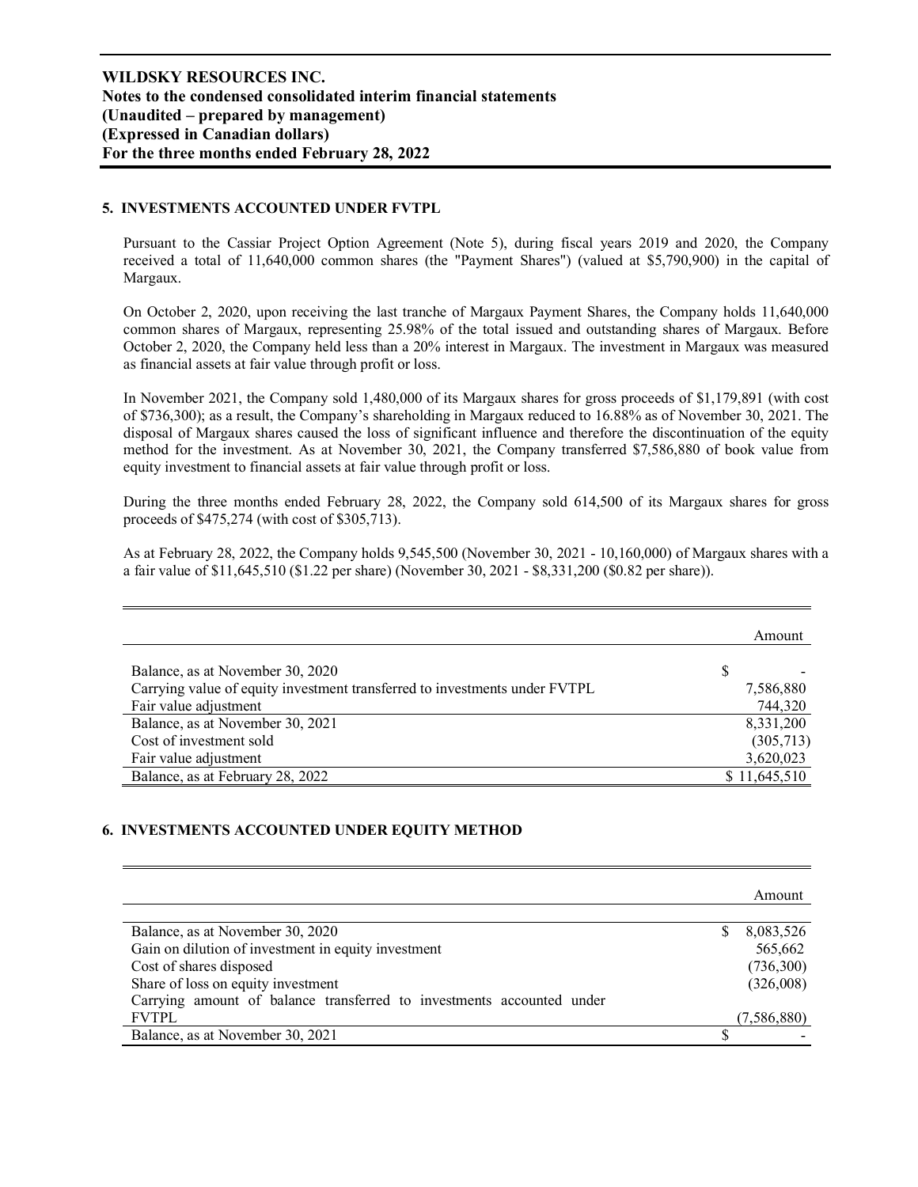## 5. INVESTMENTS ACCOUNTED UNDER FVTPL

Pursuant to the Cassiar Project Option Agreement (Note 5), during fiscal years 2019 and 2020, the Company received a total of 11,640,000 common shares (the "Payment Shares") (valued at $5,790,900) in the capital of Margaux.

On October 2, 2020, upon receiving the last tranche of Margaux Payment Shares, the Company holds 11,640,000 common shares of Margaux, representing 25.98% of the total issued and outstanding shares of Margaux. Before October 2, 2020, the Company held less than a 20% interest in Margaux. The investment in Margaux was measured as financial assets at fair value through profit or loss.

In November 2021, the Company sold 1,480,000 of its Margaux shares for gross proceeds of $1,179,891 (with cost of $736,300); as a result, the Company's shareholding in Margaux reduced to 16.88% as of November 30, 2021. The disposal of Margaux shares caused the loss of significant influence and therefore the discontinuation of the equity method for the investment. As at November 30, 2021, the Company transferred $7,586,880 of book value from equity investment to financial assets at fair value through profit or loss.

During the three months ended February 28, 2022, the Company sold 614,500 of its Margaux shares for gross proceeds of $475,274 (with cost of $305,713).

As at February 28, 2022, the Company holds 9,545,500 (November 30, 2021 - 10,160,000) of Margaux shares with a a fair value of $11,645,510 ($1.22 per share) (November 30, 2021 - $8,331,200 ($0.82 per share)).

| | Amount |
|---|---|
| Balance, as at November 30, 2020 | $ - |
| Carrying value of equity investment transferred to investments under FVTPL | 7,586,880 |
| Fair value adjustment | 744,320 |
| Balance, as at November 30, 2021 | 8,331,200 |
| Cost of investment sold | (305,713) |
| Fair value adjustment | 3,620,023 |
| Balance, as at February 28, 2022 | $ 11,645,510 |

## 6. INVESTMENTS ACCOUNTED UNDER EQUITY METHOD

| | Amount |
|---|---|
| Balance, as at November 30, 2020 | $ 8,083,526 |
| Gain on dilution of investment in equity investment | 565,662 |
| Cost of shares disposed | (736,300) |
| Share of loss on equity investment | (326,008) |
| Carrying amount of balance transferred to investments accounted under FVTPL | (7,586,880) |
| Balance, as at November 30, 2021 | $ - |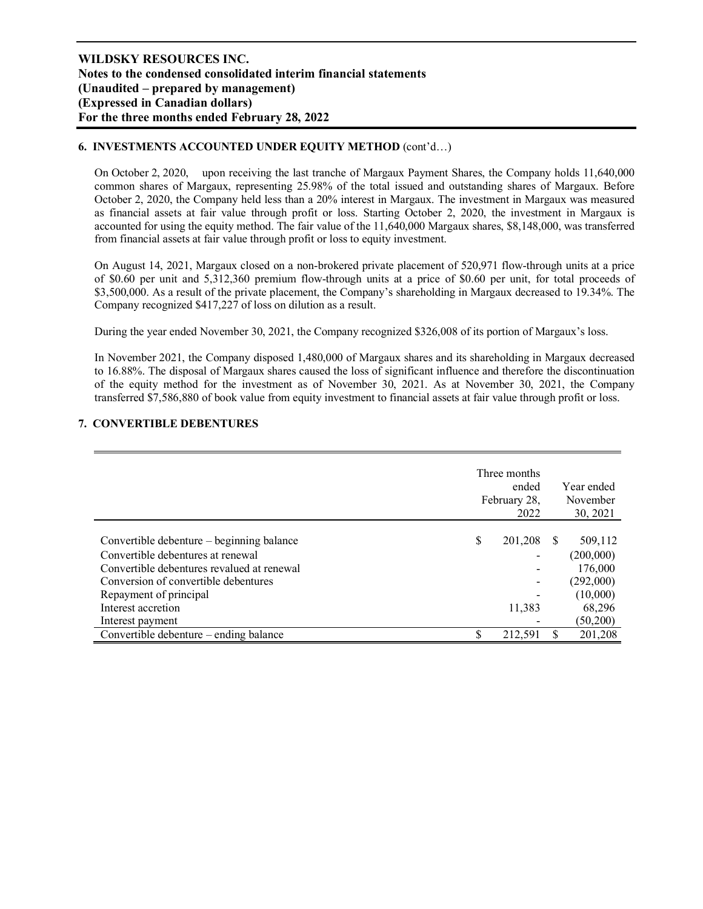## 6. INVESTMENTS ACCOUNTED UNDER EQUITY METHOD (cont'd…)

On October 2, 2020, upon receiving the last tranche of Margaux Payment Shares, the Company holds 11,640,000 common shares of Margaux, representing 25.98% of the total issued and outstanding shares of Margaux. Before October 2, 2020, the Company held less than a 20% interest in Margaux. The investment in Margaux was measured as financial assets at fair value through profit or loss. Starting October 2, 2020, the investment in Margaux is accounted for using the equity method. The fair value of the 11,640,000 Margaux shares, $8,148,000, was transferred from financial assets at fair value through profit or loss to equity investment.

On August 14, 2021, Margaux closed on a non-brokered private placement of 520,971 flow-through units at a price of $0.60 per unit and 5,312,360 premium flow-through units at a price of $0.60 per unit, for total proceeds of $3,500,000. As a result of the private placement, the Company's shareholding in Margaux decreased to 19.34%. The Company recognized $417,227 of loss on dilution as a result.

During the year ended November 30, 2021, the Company recognized $326,008 of its portion of Margaux's loss.

In November 2021, the Company disposed 1,480,000 of Margaux shares and its shareholding in Margaux decreased to 16.88%. The disposal of Margaux shares caused the loss of significant influence and therefore the discontinuation of the equity method for the investment as of November 30, 2021. As at November 30, 2021, the Company transferred $7,586,880 of book value from equity investment to financial assets at fair value through profit or loss.

## 7. CONVERTIBLE DEBENTURES

| | Three months ended February 28, 2022 | Year ended November 30, 2021 |
|---|---|---|
| Convertible debenture – beginning balance | $ 201,208 | $ 509,112 |
| Convertible debentures at renewal | - | (200,000) |
| Convertible debentures revalued at renewal | - | 176,000 |
| Conversion of convertible debentures | - | (292,000) |
| Repayment of principal | - | (10,000) |
| Interest accretion | 11,383 | 68,296 |
| Interest payment | - | (50,200) |
| Convertible debenture – ending balance | $ 212,591 | $ 201,208 |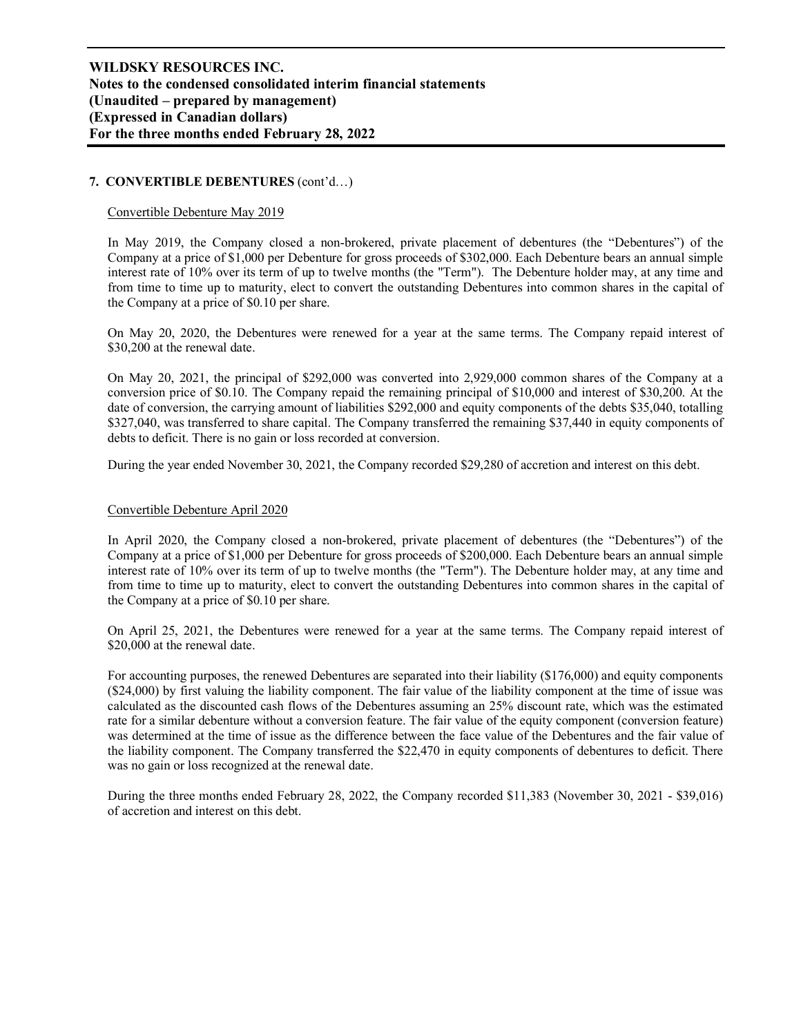## 7. CONVERTIBLE DEBENTURES (cont'd…)

Convertible Debenture May 2019

In May 2019, the Company closed a non-brokered, private placement of debentures (the "Debentures") of the Company at a price of $1,000 per Debenture for gross proceeds of $302,000. Each Debenture bears an annual simple interest rate of 10% over its term of up to twelve months (the "Term"). The Debenture holder may, at any time and from time to time up to maturity, elect to convert the outstanding Debentures into common shares in the capital of the Company at a price of $0.10 per share.

On May 20, 2020, the Debentures were renewed for a year at the same terms. The Company repaid interest of $30,200 at the renewal date.

On May 20, 2021, the principal of $292,000 was converted into 2,929,000 common shares of the Company at a conversion price of $0.10. The Company repaid the remaining principal of $10,000 and interest of $30,200. At the date of conversion, the carrying amount of liabilities $292,000 and equity components of the debts $35,040, totalling $327,040, was transferred to share capital. The Company transferred the remaining $37,440 in equity components of debts to deficit. There is no gain or loss recorded at conversion.

During the year ended November 30, 2021, the Company recorded $29,280 of accretion and interest on this debt.

Convertible Debenture April 2020

In April 2020, the Company closed a non-brokered, private placement of debentures (the "Debentures") of the Company at a price of $1,000 per Debenture for gross proceeds of $200,000. Each Debenture bears an annual simple interest rate of 10% over its term of up to twelve months (the "Term"). The Debenture holder may, at any time and from time to time up to maturity, elect to convert the outstanding Debentures into common shares in the capital of the Company at a price of $0.10 per share.

On April 25, 2021, the Debentures were renewed for a year at the same terms. The Company repaid interest of $20,000 at the renewal date.

For accounting purposes, the renewed Debentures are separated into their liability ($176,000) and equity components ($24,000) by first valuing the liability component. The fair value of the liability component at the time of issue was calculated as the discounted cash flows of the Debentures assuming an 25% discount rate, which was the estimated rate for a similar debenture without a conversion feature. The fair value of the equity component (conversion feature) was determined at the time of issue as the difference between the face value of the Debentures and the fair value of the liability component. The Company transferred the $22,470 in equity components of debentures to deficit. There was no gain or loss recognized at the renewal date.

During the three months ended February 28, 2022, the Company recorded $11,383 (November 30, 2021 - $39,016) of accretion and interest on this debt.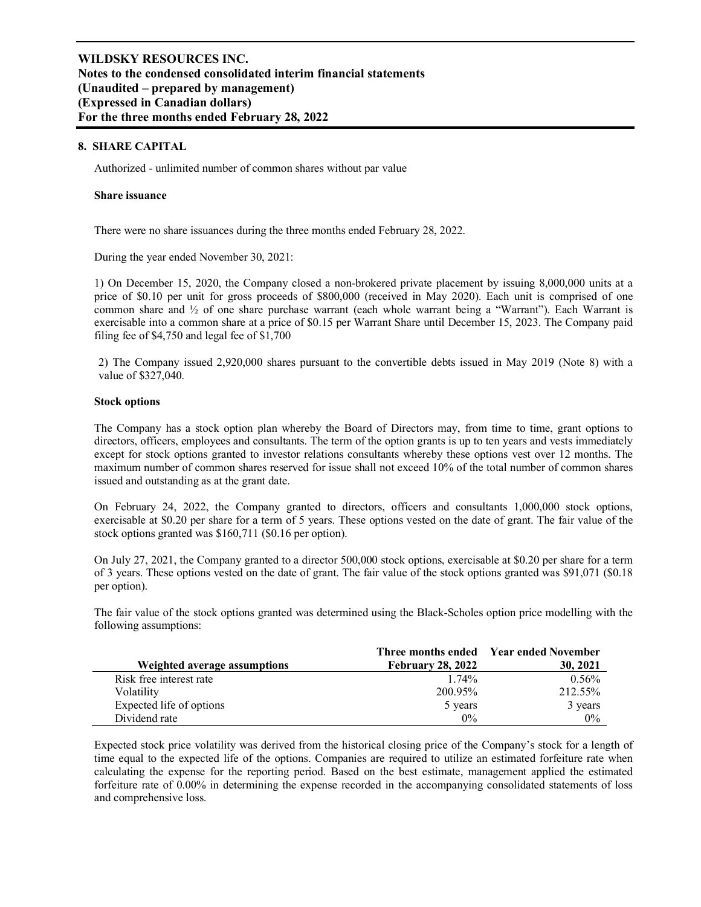## 8. SHARE CAPITAL

Authorized - unlimited number of common shares without par value

**Share issuance**

There were no share issuances during the three months ended February 28, 2022.

During the year ended November 30, 2021:

1) On December 15, 2020, the Company closed a non-brokered private placement by issuing 8,000,000 units at a price of $0.10 per unit for gross proceeds of $800,000 (received in May 2020). Each unit is comprised of one common share and ½ of one share purchase warrant (each whole warrant being a "Warrant"). Each Warrant is exercisable into a common share at a price of $0.15 per Warrant Share until December 15, 2023. The Company paid filing fee of $4,750 and legal fee of $1,700

2) The Company issued 2,920,000 shares pursuant to the convertible debts issued in May 2019 (Note 8) with a value of $327,040.

**Stock options**

The Company has a stock option plan whereby the Board of Directors may, from time to time, grant options to directors, officers, employees and consultants. The term of the option grants is up to ten years and vests immediately except for stock options granted to investor relations consultants whereby these options vest over 12 months. The maximum number of common shares reserved for issue shall not exceed 10% of the total number of common shares issued and outstanding as at the grant date.

On February 24, 2022, the Company granted to directors, officers and consultants 1,000,000 stock options, exercisable at $0.20 per share for a term of 5 years. These options vested on the date of grant. The fair value of the stock options granted was $160,711 ($0.16 per option).

On July 27, 2021, the Company granted to a director 500,000 stock options, exercisable at $0.20 per share for a term of 3 years. These options vested on the date of grant. The fair value of the stock options granted was $91,071 ($0.18 per option).

The fair value of the stock options granted was determined using the Black-Scholes option price modelling with the following assumptions:

| Weighted average assumptions | Three months ended February 28, 2022 | Year ended November 30, 2021 |
|---|---|---|
| Risk free interest rate | 1.74% | 0.56% |
| Volatility | 200.95% | 212.55% |
| Expected life of options | 5 years | 3 years |
| Dividend rate | 0% | 0% |

Expected stock price volatility was derived from the historical closing price of the Company's stock for a length of time equal to the expected life of the options. Companies are required to utilize an estimated forfeiture rate when calculating the expense for the reporting period. Based on the best estimate, management applied the estimated forfeiture rate of 0.00% in determining the expense recorded in the accompanying consolidated statements of loss and comprehensive loss.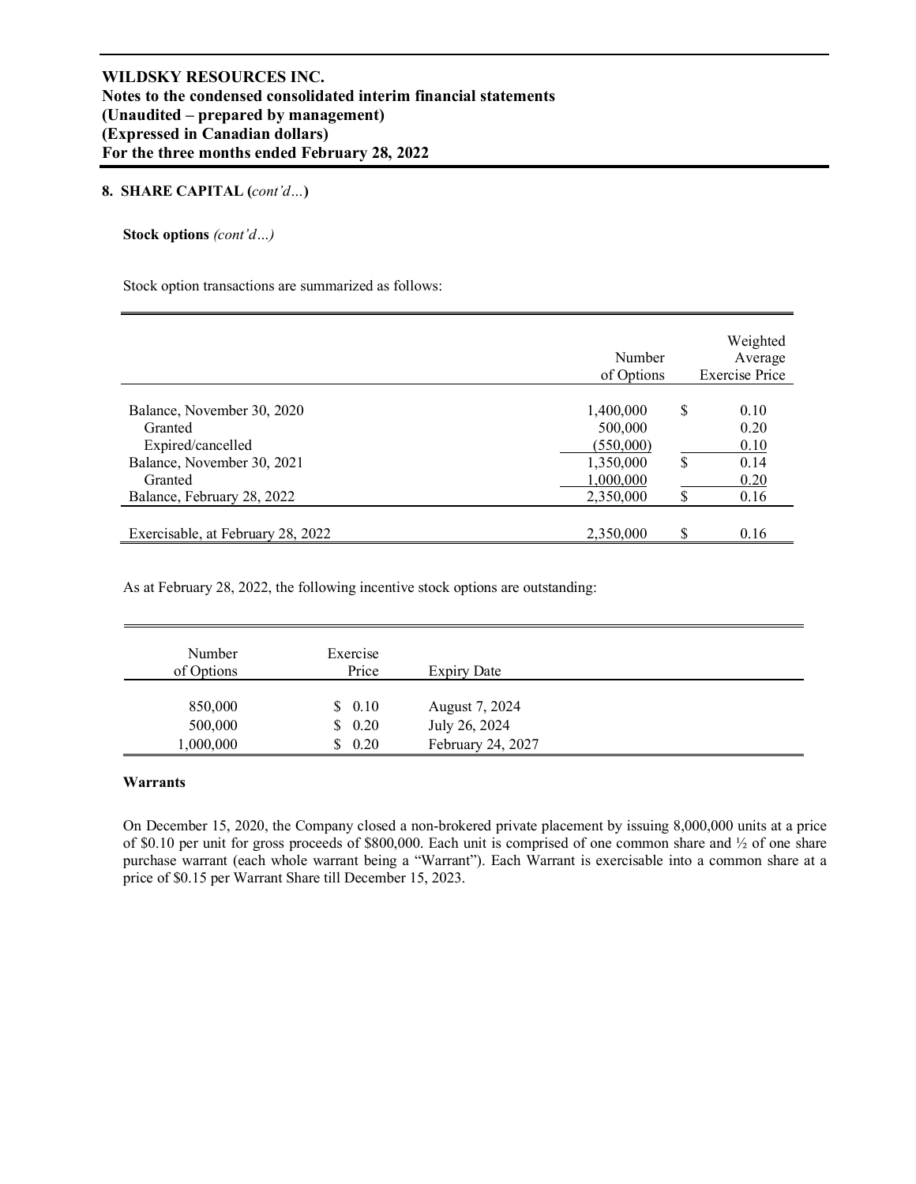## 8. SHARE CAPITAL (*cont'd…*)

**Stock options** *(cont'd…)*

Stock option transactions are summarized as follows:

| | Number of Options | Weighted Average Exercise Price |
|---|---|---|
| Balance, November 30, 2020 | 1,400,000 | $ 0.10 |
| Granted | 500,000 | 0.20 |
| Expired/cancelled | (550,000) | 0.10 |
| Balance, November 30, 2021 | 1,350,000 | $ 0.14 |
| Granted | 1,000,000 | 0.20 |
| Balance, February 28, 2022 | 2,350,000 | $ 0.16 |
| Exercisable, at February 28, 2022 | 2,350,000 | $ 0.16 |

As at February 28, 2022, the following incentive stock options are outstanding:

| Number of Options | Exercise Price | Expiry Date |
|---|---|---|
| 850,000 | $ 0.10 | August 7, 2024 |
| 500,000 | $ 0.20 | July 26, 2024 |
| 1,000,000 | $ 0.20 | February 24, 2027 |

**Warrants**

On December 15, 2020, the Company closed a non-brokered private placement by issuing 8,000,000 units at a price of $0.10 per unit for gross proceeds of $800,000. Each unit is comprised of one common share and ½ of one share purchase warrant (each whole warrant being a "Warrant"). Each Warrant is exercisable into a common share at a price of $0.15 per Warrant Share till December 15, 2023.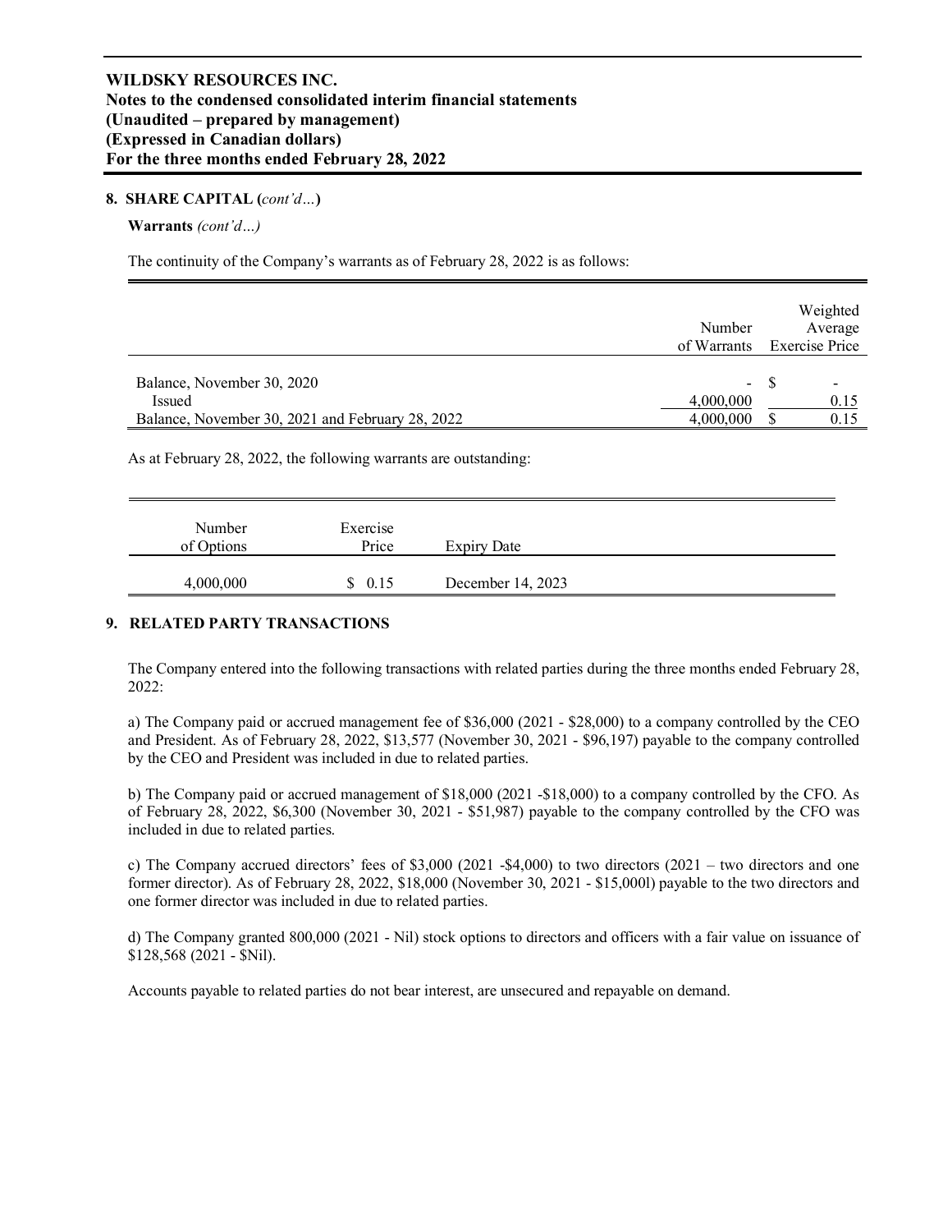**WILDSKY RESOURCES INC.**
**Notes to the condensed consolidated interim financial statements**
**(Unaudited – prepared by management)**
**(Expressed in Canadian dollars)**
**For the three months ended February 28, 2022**

**8. SHARE CAPITAL (*cont'd…*)**

**Warrants** *(cont'd…)*

The continuity of the Company's warrants as of February 28, 2022 is as follows:

| | Number of Warrants | Weighted Average Exercise Price |
|---|---|---|
| Balance, November 30, 2020 | - | $ - |
| Issued | 4,000,000 | 0.15 |
| Balance, November 30, 2021 and February 28, 2022 | 4,000,000 | $ 0.15 |

As at February 28, 2022, the following warrants are outstanding:

| Number of Options | Exercise Price | Expiry Date |
|---|---|---|
| 4,000,000 | $ 0.15 | December 14, 2023 |

**9. RELATED PARTY TRANSACTIONS**

The Company entered into the following transactions with related parties during the three months ended February 28, 2022:

a) The Company paid or accrued management fee of $36,000 (2021 - $28,000) to a company controlled by the CEO and President. As of February 28, 2022, $13,577 (November 30, 2021 - $96,197) payable to the company controlled by the CEO and President was included in due to related parties.

b) The Company paid or accrued management of $18,000 (2021 -$18,000) to a company controlled by the CFO. As of February 28, 2022, $6,300 (November 30, 2021 - $51,987) payable to the company controlled by the CFO was included in due to related parties.

c) The Company accrued directors' fees of $3,000 (2021 -$4,000) to two directors (2021 – two directors and one former director). As of February 28, 2022, $18,000 (November 30, 2021 - $15,000l) payable to the two directors and one former director was included in due to related parties.

d) The Company granted 800,000 (2021 - Nil) stock options to directors and officers with a fair value on issuance of $128,568 (2021 - $Nil).

Accounts payable to related parties do not bear interest, are unsecured and repayable on demand.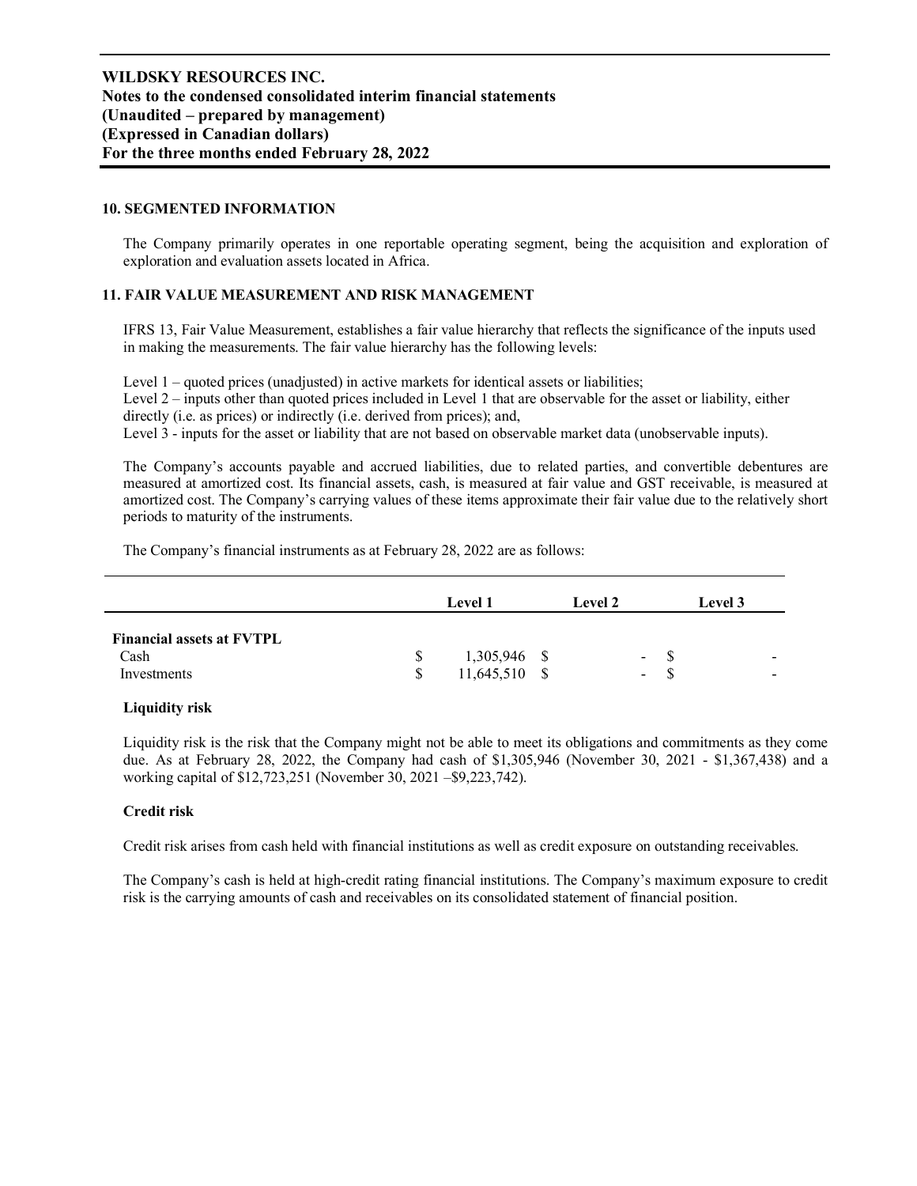**WILDSKY RESOURCES INC.**
**Notes to the condensed consolidated interim financial statements**
**(Unaudited – prepared by management)**
**(Expressed in Canadian dollars)**
**For the three months ended February 28, 2022**

## 10. SEGMENTED INFORMATION

The Company primarily operates in one reportable operating segment, being the acquisition and exploration of exploration and evaluation assets located in Africa.

## 11. FAIR VALUE MEASUREMENT AND RISK MANAGEMENT

IFRS 13, Fair Value Measurement, establishes a fair value hierarchy that reflects the significance of the inputs used in making the measurements. The fair value hierarchy has the following levels:

Level 1 – quoted prices (unadjusted) in active markets for identical assets or liabilities;
Level 2 – inputs other than quoted prices included in Level 1 that are observable for the asset or liability, either directly (i.e. as prices) or indirectly (i.e. derived from prices); and,
Level 3 - inputs for the asset or liability that are not based on observable market data (unobservable inputs).

The Company's accounts payable and accrued liabilities, due to related parties, and convertible debentures are measured at amortized cost. Its financial assets, cash, is measured at fair value and GST receivable, is measured at amortized cost. The Company's carrying values of these items approximate their fair value due to the relatively short periods to maturity of the instruments.

The Company's financial instruments as at February 28, 2022 are as follows:

| | Level 1 | Level 2 | Level 3 |
|---|---|---|---|
| **Financial assets at FVTPL** | | | |
| Cash | $ 1,305,946 | $ - | $ - |
| Investments | $ 11,645,510 | $ - | $ - |

**Liquidity risk**

Liquidity risk is the risk that the Company might not be able to meet its obligations and commitments as they come due. As at February 28, 2022, the Company had cash of $1,305,946 (November 30, 2021 - $1,367,438) and a working capital of $12,723,251 (November 30, 2021 –$9,223,742).

**Credit risk**

Credit risk arises from cash held with financial institutions as well as credit exposure on outstanding receivables.

The Company's cash is held at high-credit rating financial institutions. The Company's maximum exposure to credit risk is the carrying amounts of cash and receivables on its consolidated statement of financial position.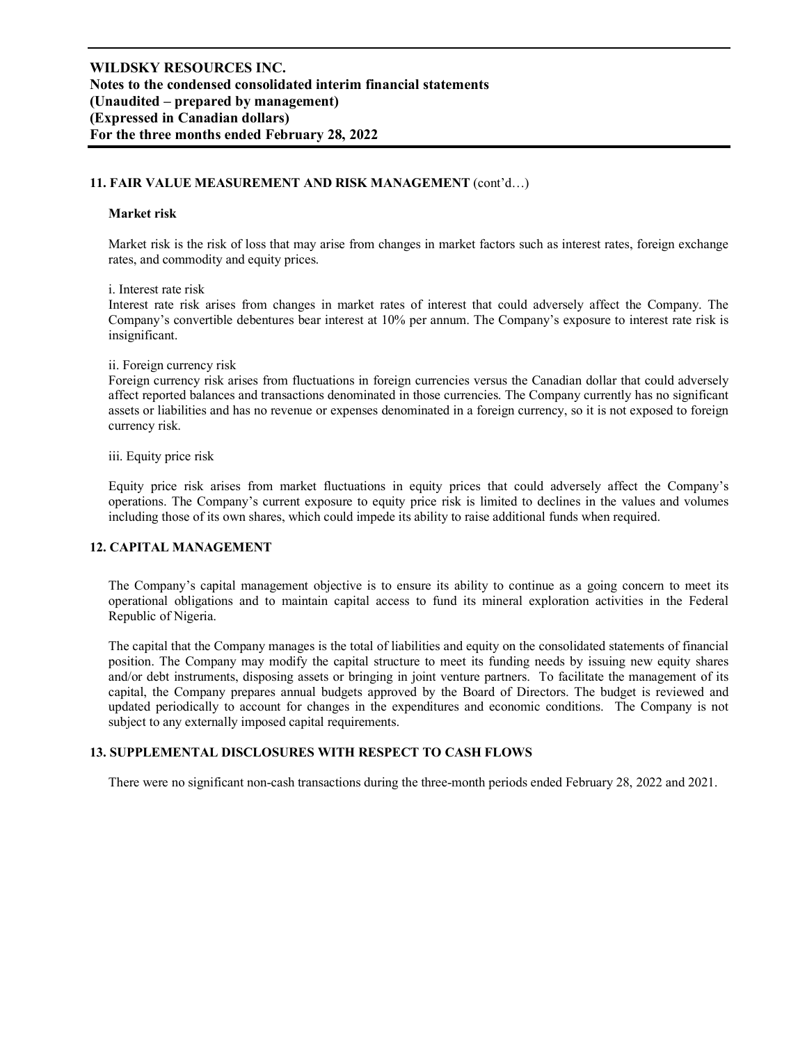## 11. FAIR VALUE MEASUREMENT AND RISK MANAGEMENT (cont'd…)

### Market risk

Market risk is the risk of loss that may arise from changes in market factors such as interest rates, foreign exchange rates, and commodity and equity prices.

i. Interest rate risk

Interest rate risk arises from changes in market rates of interest that could adversely affect the Company. The Company's convertible debentures bear interest at 10% per annum. The Company's exposure to interest rate risk is insignificant.

ii. Foreign currency risk

Foreign currency risk arises from fluctuations in foreign currencies versus the Canadian dollar that could adversely affect reported balances and transactions denominated in those currencies. The Company currently has no significant assets or liabilities and has no revenue or expenses denominated in a foreign currency, so it is not exposed to foreign currency risk.

iii. Equity price risk

Equity price risk arises from market fluctuations in equity prices that could adversely affect the Company's operations. The Company's current exposure to equity price risk is limited to declines in the values and volumes including those of its own shares, which could impede its ability to raise additional funds when required.

## 12. CAPITAL MANAGEMENT

The Company's capital management objective is to ensure its ability to continue as a going concern to meet its operational obligations and to maintain capital access to fund its mineral exploration activities in the Federal Republic of Nigeria.

The capital that the Company manages is the total of liabilities and equity on the consolidated statements of financial position. The Company may modify the capital structure to meet its funding needs by issuing new equity shares and/or debt instruments, disposing assets or bringing in joint venture partners. To facilitate the management of its capital, the Company prepares annual budgets approved by the Board of Directors. The budget is reviewed and updated periodically to account for changes in the expenditures and economic conditions. The Company is not subject to any externally imposed capital requirements.

## 13. SUPPLEMENTAL DISCLOSURES WITH RESPECT TO CASH FLOWS

There were no significant non-cash transactions during the three-month periods ended February 28, 2022 and 2021.